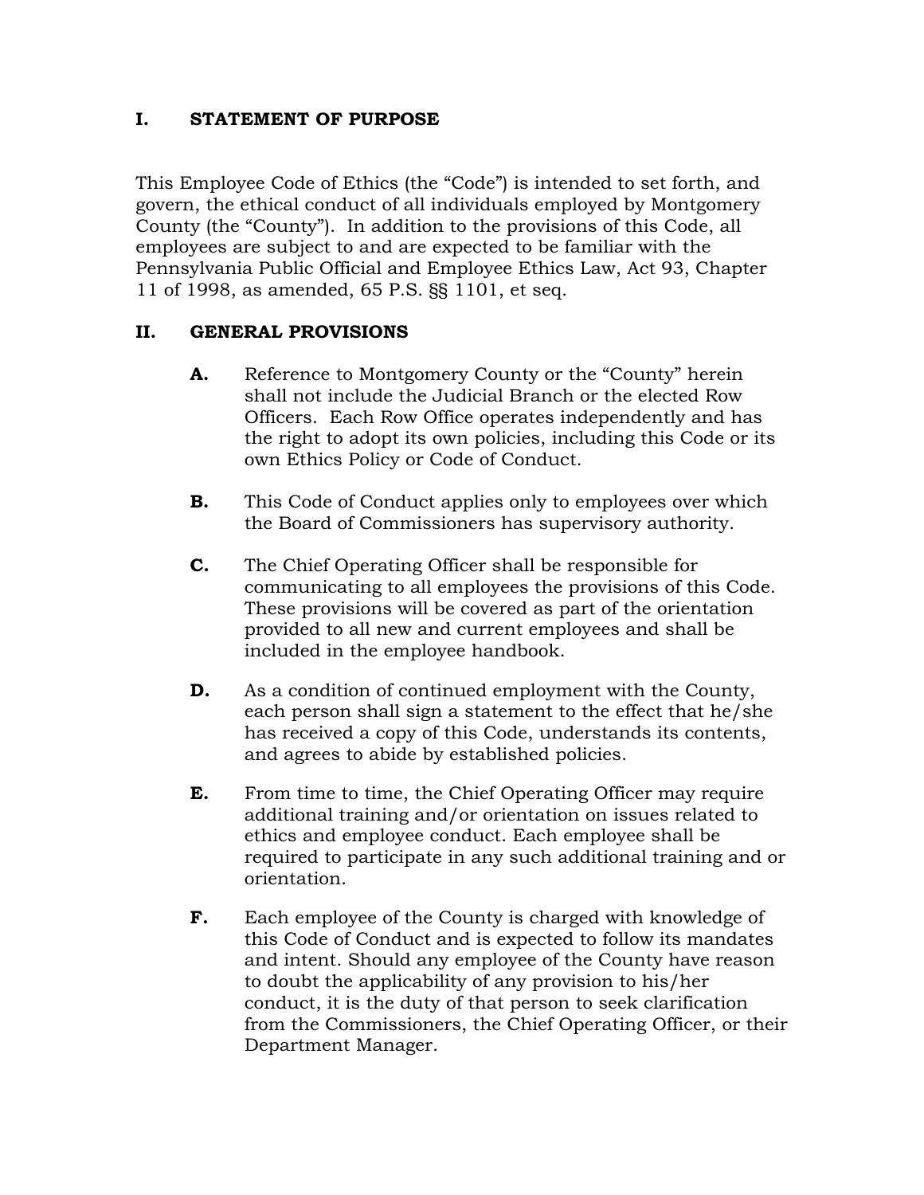## I. STATEMENT OF PURPOSE

This Employee Code of Ethics (the "Code") is intended to set forth, and govern, the ethical conduct of all individuals employed by Montgomery County (the "County"). In addition to the provisions of this Code, all employees are subject to and are expected to be familiar with the Pennsylvania Public Official and Employee Ethics Law, Act 93, Chapter 11 of 1998, as amended, 65 P.S. §§ 1101, et seq.

## II. GENERAL PROVISIONS

**A.** Reference to Montgomery County or the "County" herein shall not include the Judicial Branch or the elected Row Officers. Each Row Office operates independently and has the right to adopt its own policies, including this Code or its own Ethics Policy or Code of Conduct.

**B.** This Code of Conduct applies only to employees over which the Board of Commissioners has supervisory authority.

**C.** The Chief Operating Officer shall be responsible for communicating to all employees the provisions of this Code. These provisions will be covered as part of the orientation provided to all new and current employees and shall be included in the employee handbook.

**D.** As a condition of continued employment with the County, each person shall sign a statement to the effect that he/she has received a copy of this Code, understands its contents, and agrees to abide by established policies.

**E.** From time to time, the Chief Operating Officer may require additional training and/or orientation on issues related to ethics and employee conduct. Each employee shall be required to participate in any such additional training and or orientation.

**F.** Each employee of the County is charged with knowledge of this Code of Conduct and is expected to follow its mandates and intent. Should any employee of the County have reason to doubt the applicability of any provision to his/her conduct, it is the duty of that person to seek clarification from the Commissioners, the Chief Operating Officer, or their Department Manager.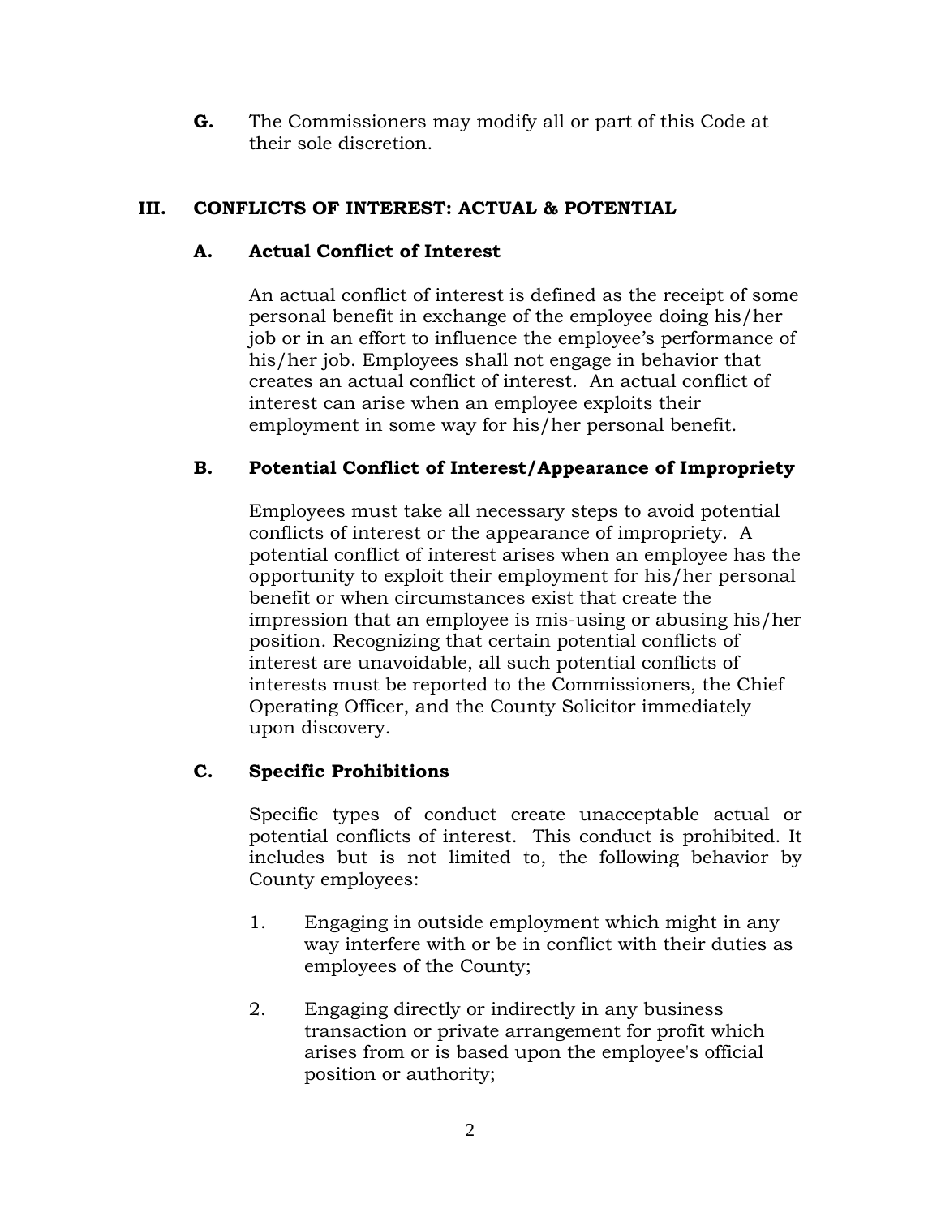**G.** The Commissioners may modify all or part of this Code at their sole discretion.

## III. CONFLICTS OF INTEREST: ACTUAL & POTENTIAL

### A. Actual Conflict of Interest

An actual conflict of interest is defined as the receipt of some personal benefit in exchange of the employee doing his/her job or in an effort to influence the employee's performance of his/her job. Employees shall not engage in behavior that creates an actual conflict of interest. An actual conflict of interest can arise when an employee exploits their employment in some way for his/her personal benefit.

### B. Potential Conflict of Interest/Appearance of Impropriety

Employees must take all necessary steps to avoid potential conflicts of interest or the appearance of impropriety. A potential conflict of interest arises when an employee has the opportunity to exploit their employment for his/her personal benefit or when circumstances exist that create the impression that an employee is mis-using or abusing his/her position. Recognizing that certain potential conflicts of interest are unavoidable, all such potential conflicts of interests must be reported to the Commissioners, the Chief Operating Officer, and the County Solicitor immediately upon discovery.

### C. Specific Prohibitions

Specific types of conduct create unacceptable actual or potential conflicts of interest. This conduct is prohibited. It includes but is not limited to, the following behavior by County employees:

1. Engaging in outside employment which might in any way interfere with or be in conflict with their duties as employees of the County;

2. Engaging directly or indirectly in any business transaction or private arrangement for profit which arises from or is based upon the employee's official position or authority;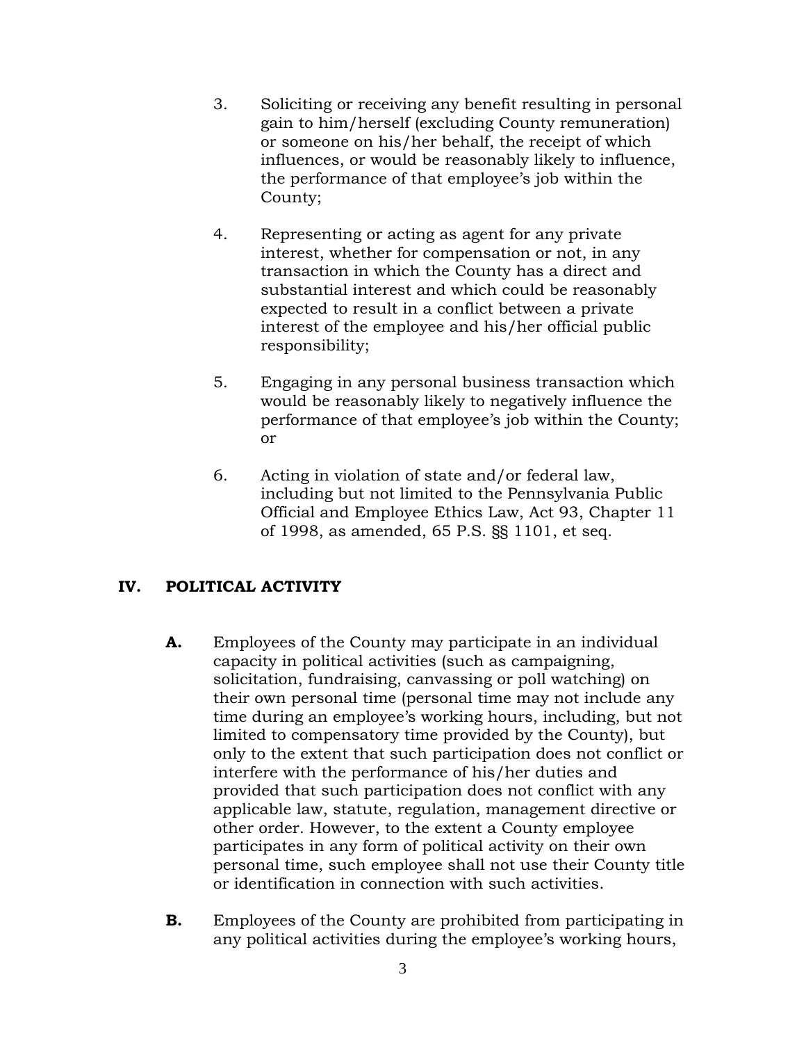3. Soliciting or receiving any benefit resulting in personal gain to him/herself (excluding County remuneration) or someone on his/her behalf, the receipt of which influences, or would be reasonably likely to influence, the performance of that employee's job within the County;

4. Representing or acting as agent for any private interest, whether for compensation or not, in any transaction in which the County has a direct and substantial interest and which could be reasonably expected to result in a conflict between a private interest of the employee and his/her official public responsibility;

5. Engaging in any personal business transaction which would be reasonably likely to negatively influence the performance of that employee's job within the County; or

6. Acting in violation of state and/or federal law, including but not limited to the Pennsylvania Public Official and Employee Ethics Law, Act 93, Chapter 11 of 1998, as amended, 65 P.S. §§ 1101, et seq.

## IV. POLITICAL ACTIVITY

**A.** Employees of the County may participate in an individual capacity in political activities (such as campaigning, solicitation, fundraising, canvassing or poll watching) on their own personal time (personal time may not include any time during an employee's working hours, including, but not limited to compensatory time provided by the County), but only to the extent that such participation does not conflict or interfere with the performance of his/her duties and provided that such participation does not conflict with any applicable law, statute, regulation, management directive or other order. However, to the extent a County employee participates in any form of political activity on their own personal time, such employee shall not use their County title or identification in connection with such activities.

**B.** Employees of the County are prohibited from participating in any political activities during the employee's working hours,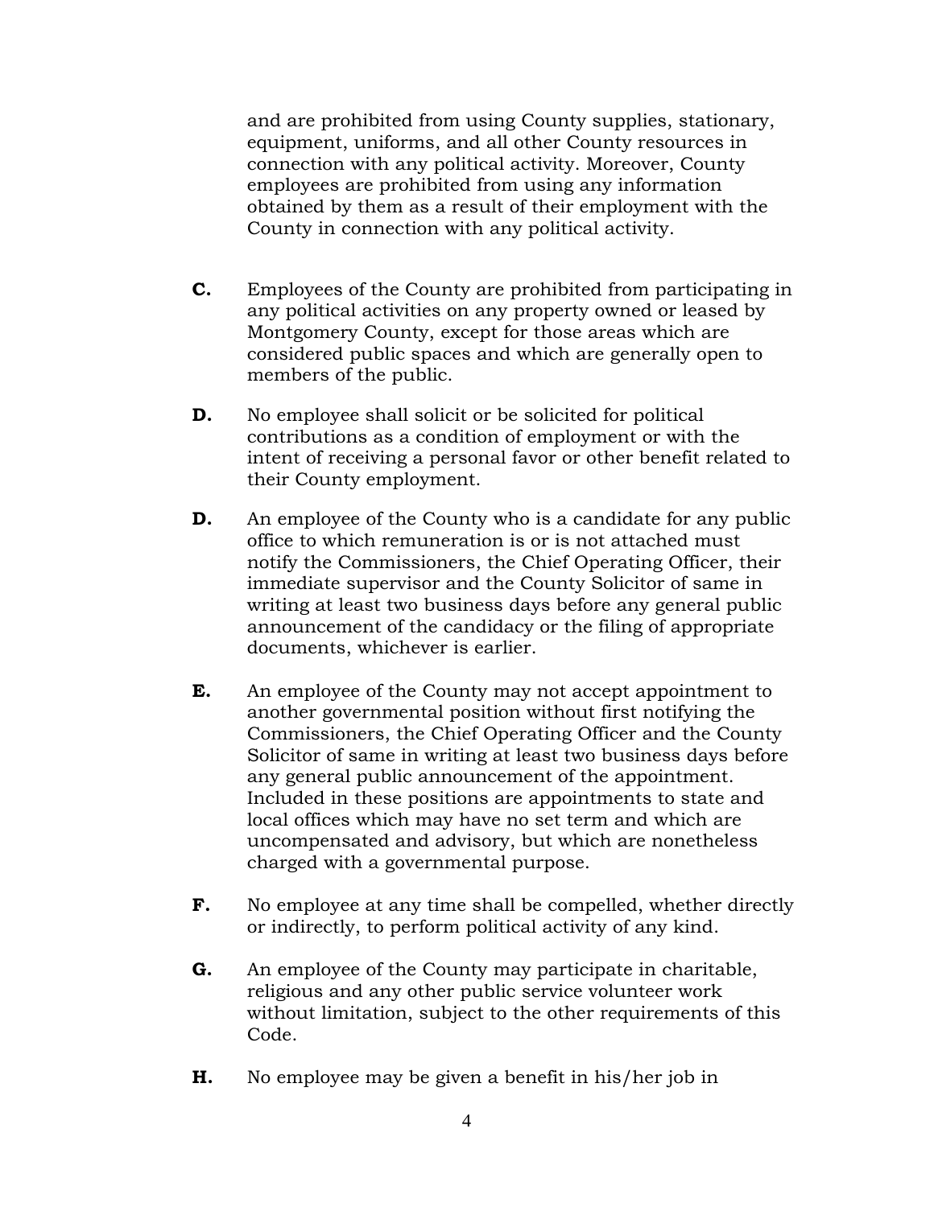and are prohibited from using County supplies, stationary, equipment, uniforms, and all other County resources in connection with any political activity. Moreover, County employees are prohibited from using any information obtained by them as a result of their employment with the County in connection with any political activity.

**C.** Employees of the County are prohibited from participating in any political activities on any property owned or leased by Montgomery County, except for those areas which are considered public spaces and which are generally open to members of the public.

**D.** No employee shall solicit or be solicited for political contributions as a condition of employment or with the intent of receiving a personal favor or other benefit related to their County employment.

**D.** An employee of the County who is a candidate for any public office to which remuneration is or is not attached must notify the Commissioners, the Chief Operating Officer, their immediate supervisor and the County Solicitor of same in writing at least two business days before any general public announcement of the candidacy or the filing of appropriate documents, whichever is earlier.

**E.** An employee of the County may not accept appointment to another governmental position without first notifying the Commissioners, the Chief Operating Officer and the County Solicitor of same in writing at least two business days before any general public announcement of the appointment. Included in these positions are appointments to state and local offices which may have no set term and which are uncompensated and advisory, but which are nonetheless charged with a governmental purpose.

**F.** No employee at any time shall be compelled, whether directly or indirectly, to perform political activity of any kind.

**G.** An employee of the County may participate in charitable, religious and any other public service volunteer work without limitation, subject to the other requirements of this Code.

**H.** No employee may be given a benefit in his/her job in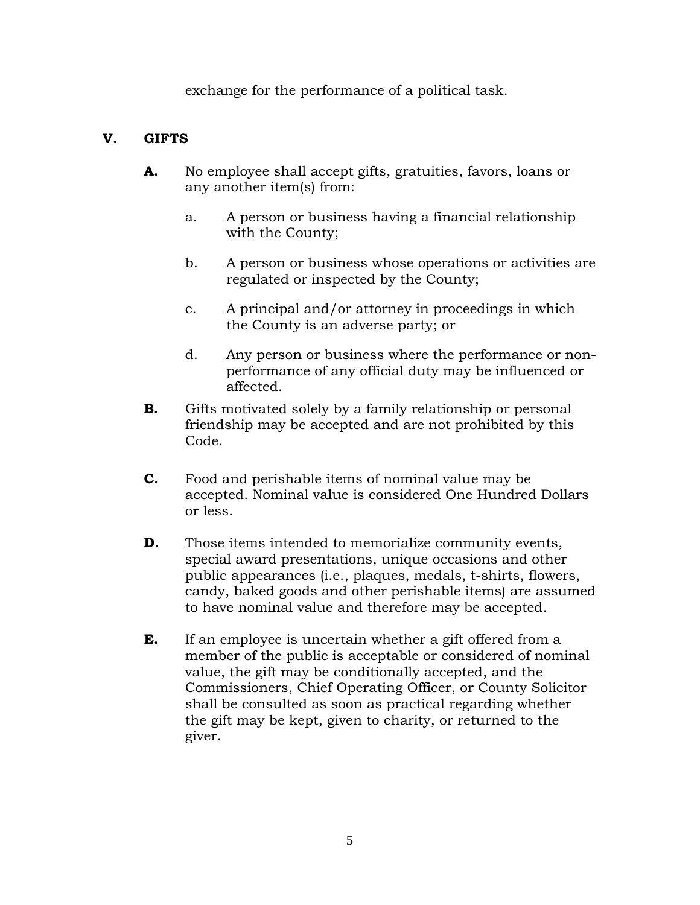exchange for the performance of a political task.

## V. GIFTS

**A.** No employee shall accept gifts, gratuities, favors, loans or any another item(s) from:

a. A person or business having a financial relationship with the County;

b. A person or business whose operations or activities are regulated or inspected by the County;

c. A principal and/or attorney in proceedings in which the County is an adverse party; or

d. Any person or business where the performance or non-performance of any official duty may be influenced or affected.

**B.** Gifts motivated solely by a family relationship or personal friendship may be accepted and are not prohibited by this Code.

**C.** Food and perishable items of nominal value may be accepted. Nominal value is considered One Hundred Dollars or less.

**D.** Those items intended to memorialize community events, special award presentations, unique occasions and other public appearances (i.e., plaques, medals, t-shirts, flowers, candy, baked goods and other perishable items) are assumed to have nominal value and therefore may be accepted.

**E.** If an employee is uncertain whether a gift offered from a member of the public is acceptable or considered of nominal value, the gift may be conditionally accepted, and the Commissioners, Chief Operating Officer, or County Solicitor shall be consulted as soon as practical regarding whether the gift may be kept, given to charity, or returned to the giver.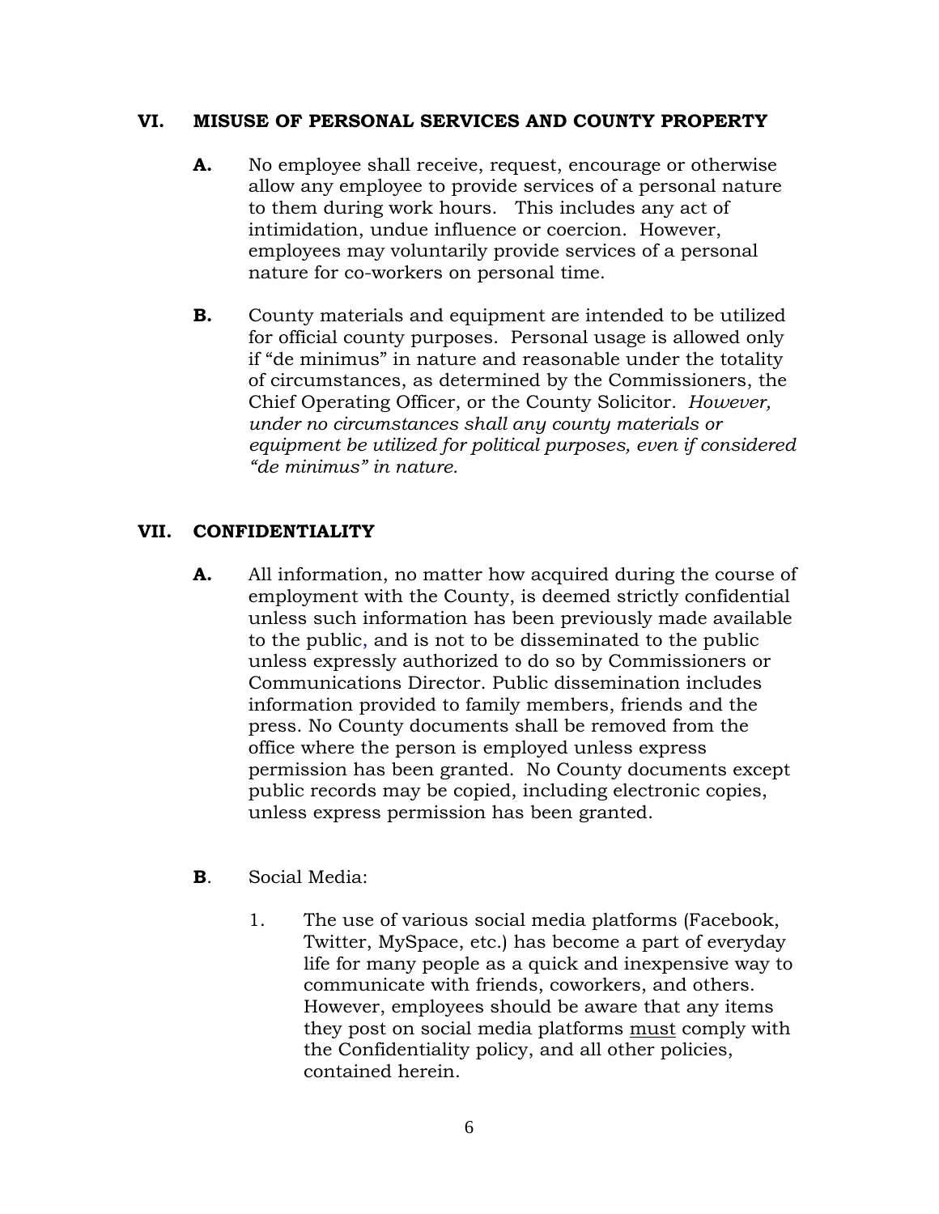## VI. MISUSE OF PERSONAL SERVICES AND COUNTY PROPERTY

**A.** No employee shall receive, request, encourage or otherwise allow any employee to provide services of a personal nature to them during work hours. This includes any act of intimidation, undue influence or coercion. However, employees may voluntarily provide services of a personal nature for co-workers on personal time.

**B.** County materials and equipment are intended to be utilized for official county purposes. Personal usage is allowed only if "de minimus" in nature and reasonable under the totality of circumstances, as determined by the Commissioners, the Chief Operating Officer, or the County Solicitor. *However, under no circumstances shall any county materials or equipment be utilized for political purposes, even if considered "de minimus" in nature.*

## VII. CONFIDENTIALITY

**A.** All information, no matter how acquired during the course of employment with the County, is deemed strictly confidential unless such information has been previously made available to the public, and is not to be disseminated to the public unless expressly authorized to do so by Commissioners or Communications Director. Public dissemination includes information provided to family members, friends and the press. No County documents shall be removed from the office where the person is employed unless express permission has been granted. No County documents except public records may be copied, including electronic copies, unless express permission has been granted.

**B**. Social Media:

1. The use of various social media platforms (Facebook, Twitter, MySpace, etc.) has become a part of everyday life for many people as a quick and inexpensive way to communicate with friends, coworkers, and others. However, employees should be aware that any items they post on social media platforms <u>must</u> comply with the Confidentiality policy, and all other policies, contained herein.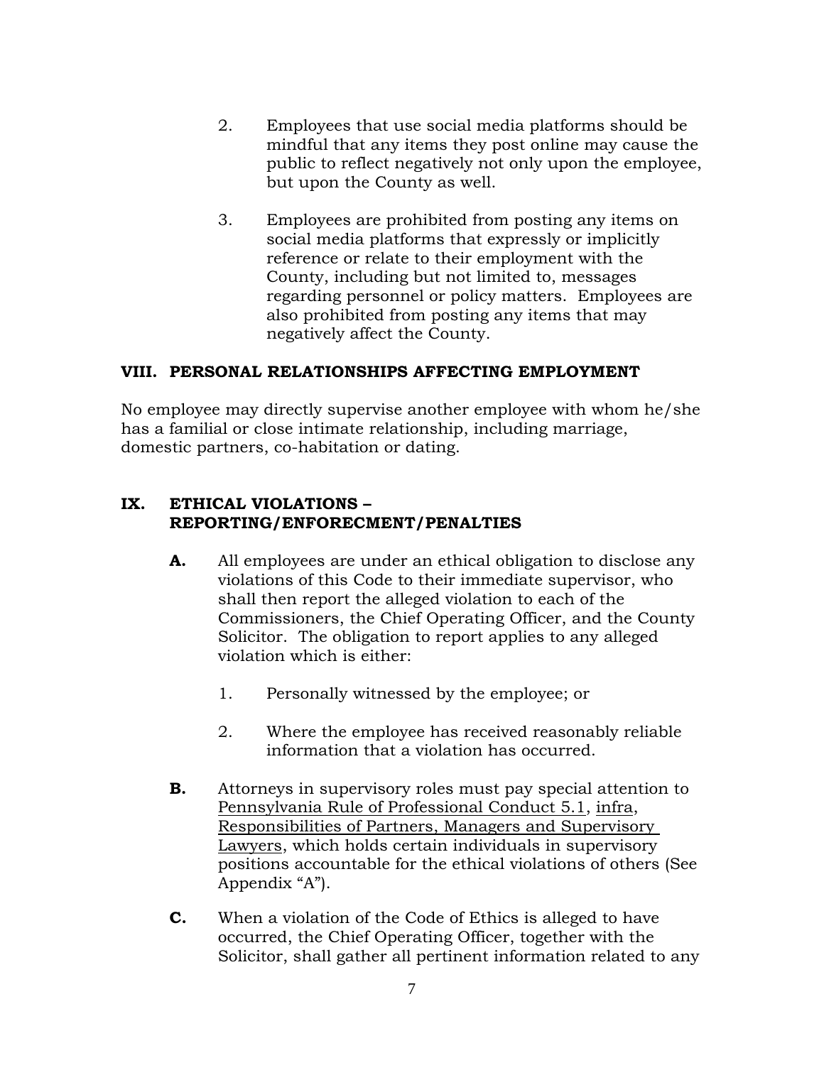2. Employees that use social media platforms should be mindful that any items they post online may cause the public to reflect negatively not only upon the employee, but upon the County as well.

3. Employees are prohibited from posting any items on social media platforms that expressly or implicitly reference or relate to their employment with the County, including but not limited to, messages regarding personnel or policy matters. Employees are also prohibited from posting any items that may negatively affect the County.

## VIII. PERSONAL RELATIONSHIPS AFFECTING EMPLOYMENT

No employee may directly supervise another employee with whom he/she has a familial or close intimate relationship, including marriage, domestic partners, co-habitation or dating.

## IX. ETHICAL VIOLATIONS – REPORTING/ENFORECMENT/PENALTIES

**A.** All employees are under an ethical obligation to disclose any violations of this Code to their immediate supervisor, who shall then report the alleged violation to each of the Commissioners, the Chief Operating Officer, and the County Solicitor. The obligation to report applies to any alleged violation which is either:

1. Personally witnessed by the employee; or

2. Where the employee has received reasonably reliable information that a violation has occurred.

**B.** Attorneys in supervisory roles must pay special attention to <u>Pennsylvania Rule of Professional Conduct 5.1</u>, <u>infra</u>, <u>Responsibilities of Partners, Managers and Supervisory Lawyers</u>, which holds certain individuals in supervisory positions accountable for the ethical violations of others (See Appendix "A").

**C.** When a violation of the Code of Ethics is alleged to have occurred, the Chief Operating Officer, together with the Solicitor, shall gather all pertinent information related to any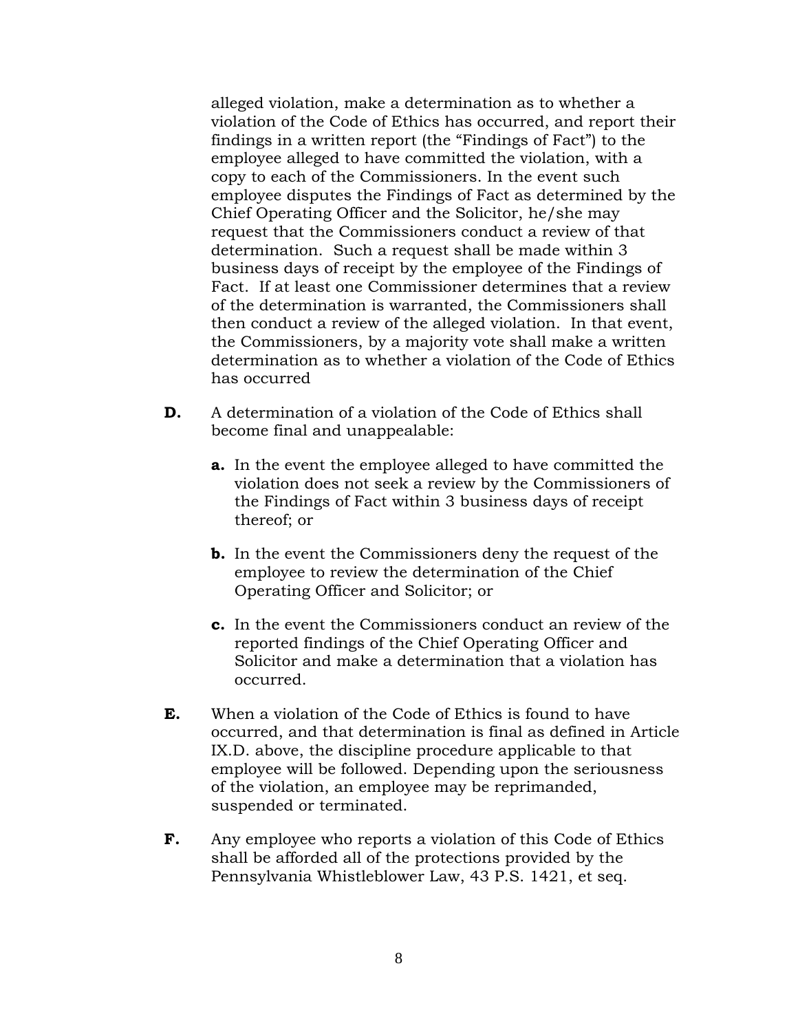alleged violation, make a determination as to whether a violation of the Code of Ethics has occurred, and report their findings in a written report (the "Findings of Fact") to the employee alleged to have committed the violation, with a copy to each of the Commissioners. In the event such employee disputes the Findings of Fact as determined by the Chief Operating Officer and the Solicitor, he/she may request that the Commissioners conduct a review of that determination. Such a request shall be made within 3 business days of receipt by the employee of the Findings of Fact. If at least one Commissioner determines that a review of the determination is warranted, the Commissioners shall then conduct a review of the alleged violation. In that event, the Commissioners, by a majority vote shall make a written determination as to whether a violation of the Code of Ethics has occurred

**D.** A determination of a violation of the Code of Ethics shall become final and unappealable:

- **a.** In the event the employee alleged to have committed the violation does not seek a review by the Commissioners of the Findings of Fact within 3 business days of receipt thereof; or

- **b.** In the event the Commissioners deny the request of the employee to review the determination of the Chief Operating Officer and Solicitor; or

- **c.** In the event the Commissioners conduct an review of the reported findings of the Chief Operating Officer and Solicitor and make a determination that a violation has occurred.

**E.** When a violation of the Code of Ethics is found to have occurred, and that determination is final as defined in Article IX.D. above, the discipline procedure applicable to that employee will be followed. Depending upon the seriousness of the violation, an employee may be reprimanded, suspended or terminated.

**F.** Any employee who reports a violation of this Code of Ethics shall be afforded all of the protections provided by the Pennsylvania Whistleblower Law, 43 P.S. 1421, et seq.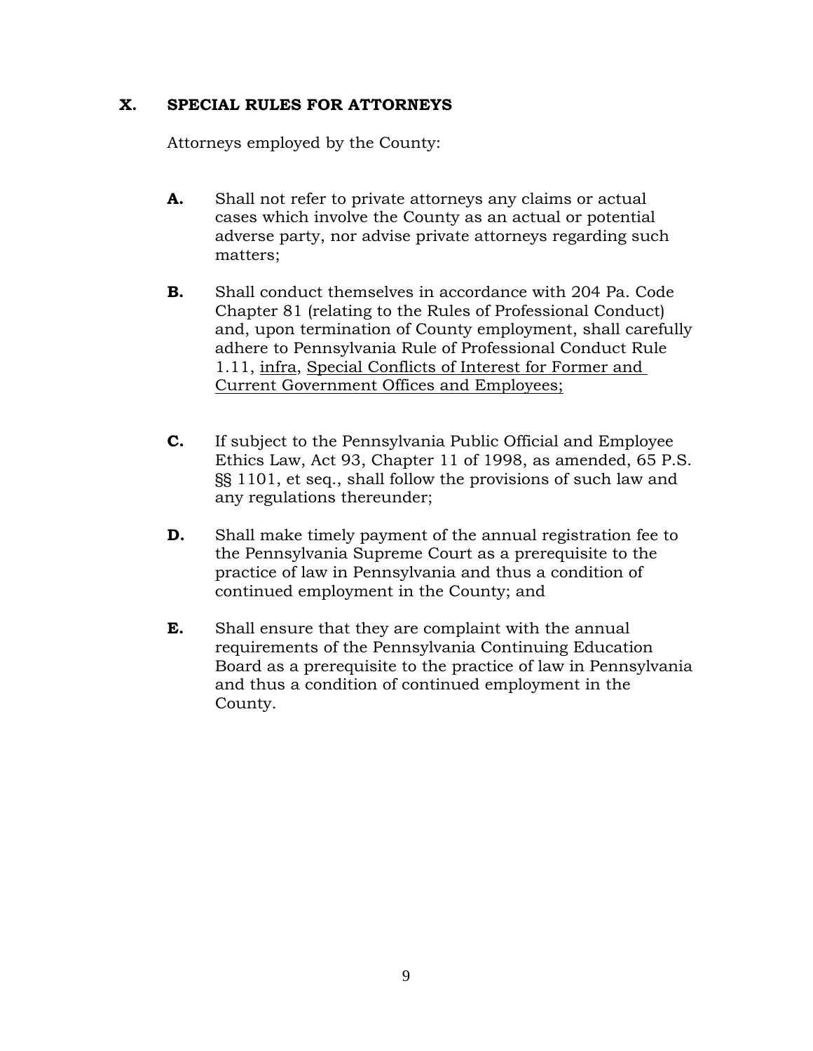## X. SPECIAL RULES FOR ATTORNEYS

Attorneys employed by the County:

**A.** Shall not refer to private attorneys any claims or actual cases which involve the County as an actual or potential adverse party, nor advise private attorneys regarding such matters;

**B.** Shall conduct themselves in accordance with 204 Pa. Code Chapter 81 (relating to the Rules of Professional Conduct) and, upon termination of County employment, shall carefully adhere to Pennsylvania Rule of Professional Conduct Rule 1.11, infra, Special Conflicts of Interest for Former and Current Government Offices and Employees;

**C.** If subject to the Pennsylvania Public Official and Employee Ethics Law, Act 93, Chapter 11 of 1998, as amended, 65 P.S. §§ 1101, et seq., shall follow the provisions of such law and any regulations thereunder;

**D.** Shall make timely payment of the annual registration fee to the Pennsylvania Supreme Court as a prerequisite to the practice of law in Pennsylvania and thus a condition of continued employment in the County; and

**E.** Shall ensure that they are complaint with the annual requirements of the Pennsylvania Continuing Education Board as a prerequisite to the practice of law in Pennsylvania and thus a condition of continued employment in the County.